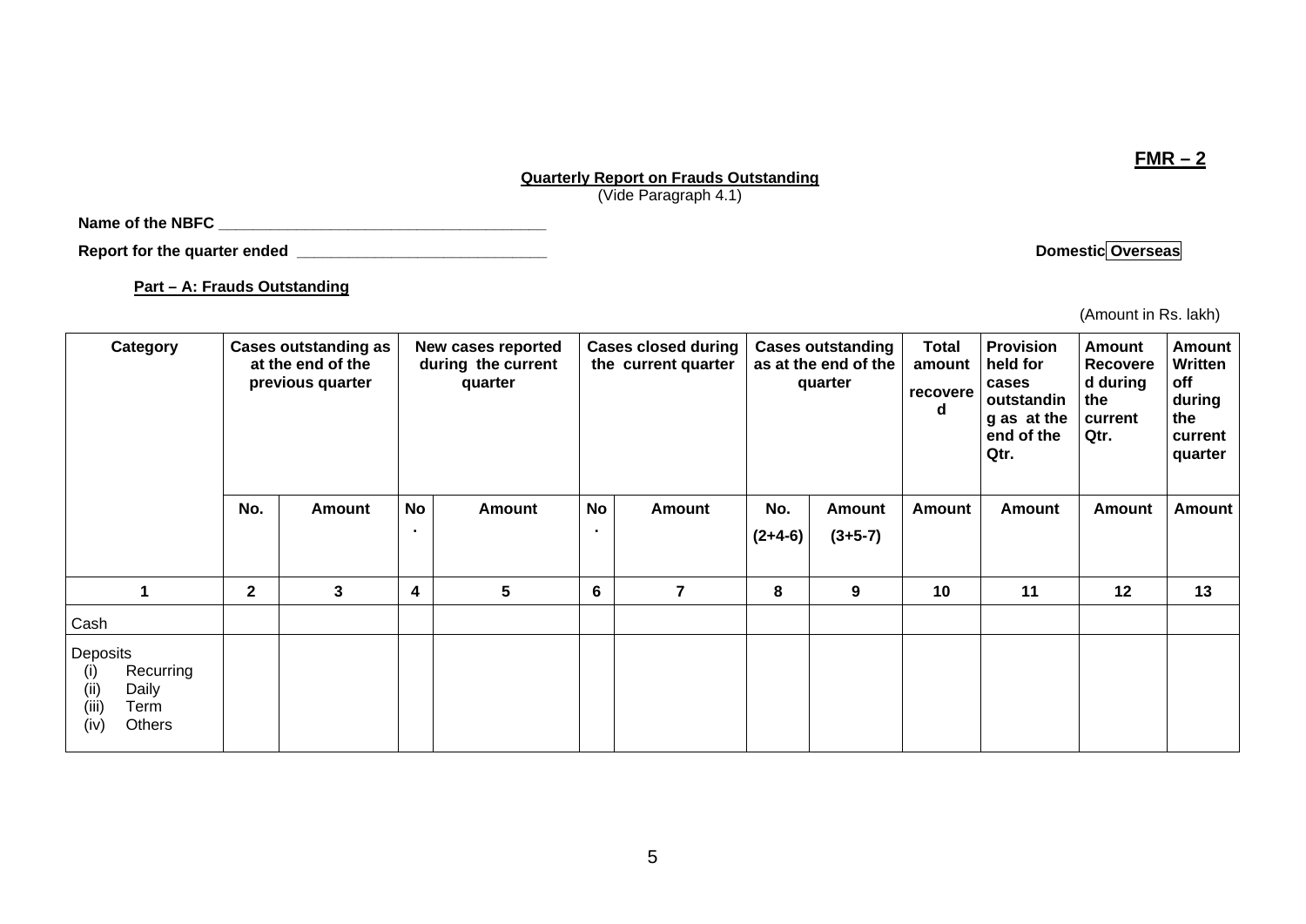**FMR – 2**

**Quarterly Report on Frauds Outstanding**
(Vide Paragraph 4.1)

**Name of the NBFC** _______________________________________

**Report for the quarter ended** ______________________________ **Domestic** **Overseas**

**Part – A: Frauds Outstanding**

(Amount in Rs. lakh)

| Category | Cases outstanding as at the end of the previous quarter | | New cases reported during the current quarter | | Cases closed during the current quarter | | Cases outstanding as at the end of the quarter | | Total amount recovered | Provision held for cases outstanding as at the end of the Qtr. | Amount Recovered during the current Qtr. | Amount Written off during the current quarter |
|---|---|---|---|---|---|---|---|---|---|---|---|---|
| | No. | Amount | No. | Amount | No. | Amount | No. (2+4-6) | Amount (3+5-7) | Amount | Amount | Amount | Amount |
| 1 | 2 | 3 | 4 | 5 | 6 | 7 | 8 | 9 | 10 | 11 | 12 | 13 |
| Cash | | | | | | | | | | | | |
| Deposits (i) Recurring (ii) Daily (iii) Term (iv) Others | | | | | | | | | | | | |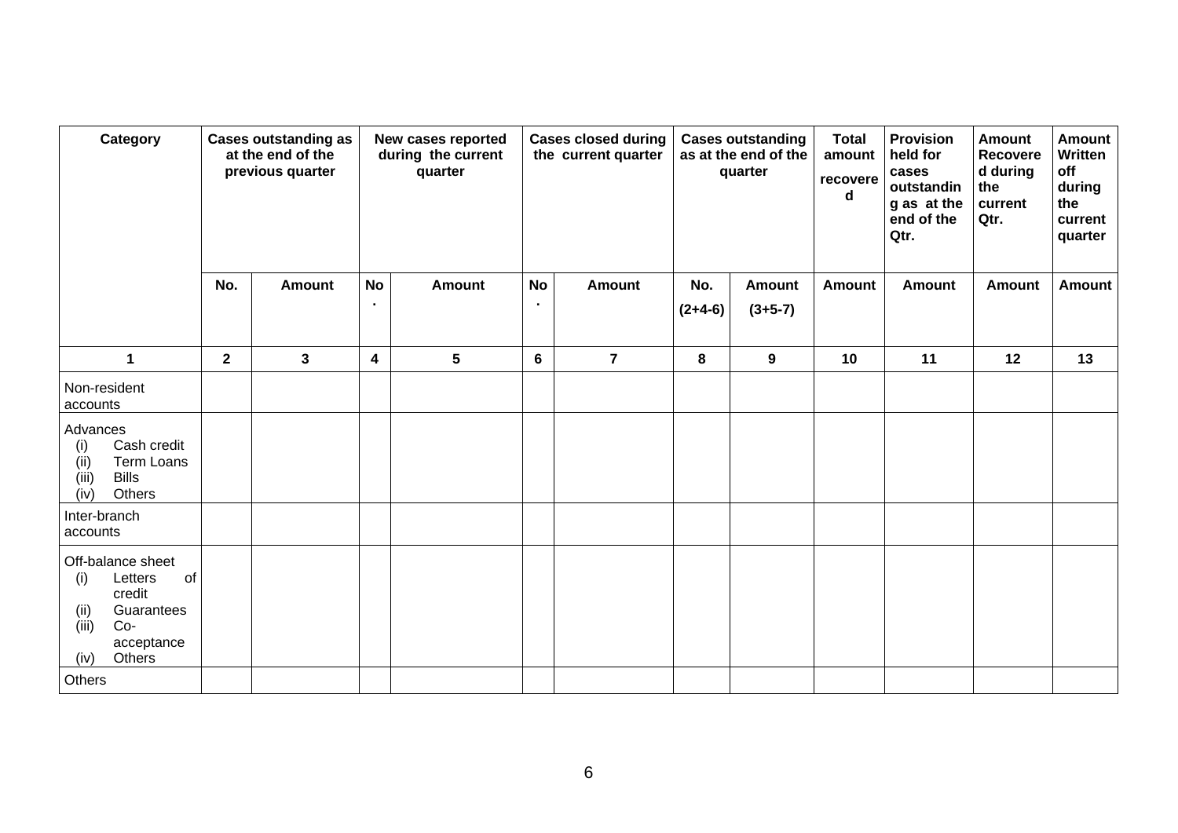| Category | Cases outstanding as at the end of the previous quarter | | New cases reported during the current quarter | | Cases closed during the current quarter | | Cases outstanding as at the end of the quarter | | Total amount recovered | Provision held for cases outstanding as at the end of the Qtr. | Amount Recovered during the current Qtr. | Amount Written off during the current quarter |
|---|---|---|---|---|---|---|---|---|---|---|---|---|
| | No. | Amount | No. | Amount | No. | Amount | No. (2+4-6) | Amount (3+5-7) | Amount | Amount | Amount | Amount |
| 1 | 2 | 3 | 4 | 5 | 6 | 7 | 8 | 9 | 10 | 11 | 12 | 13 |
| Non-resident accounts | | | | | | | | | | | | |
| Advances (i) Cash credit (ii) Term Loans (iii) Bills (iv) Others | | | | | | | | | | | | |
| Inter-branch accounts | | | | | | | | | | | | |
| Off-balance sheet (i) Letters of credit (ii) Guarantees (iii) Co-acceptance (iv) Others | | | | | | | | | | | | |
| Others | | | | | | | | | | | | |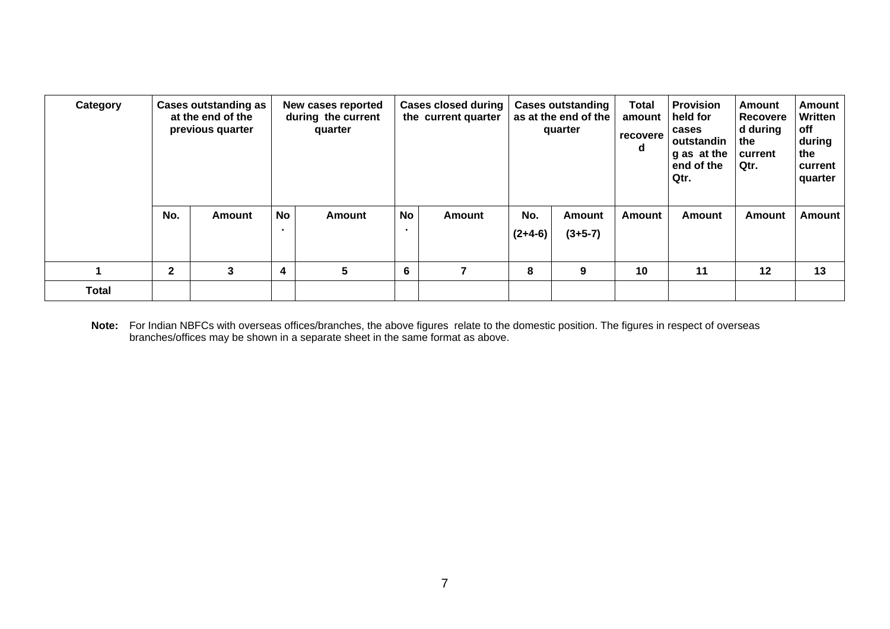| Category | Cases outstanding as at the end of the previous quarter | | New cases reported during the current quarter | | Cases closed during the current quarter | | Cases outstanding as at the end of the quarter | | Total amount recovered | Provision held for cases outstanding as at the end of the Qtr. | Amount Recovered during the current Qtr. | Amount Written off during the current quarter |
|---|---|---|---|---|---|---|---|---|---|---|---|---|
| | No. | Amount | No. | Amount | No. | Amount | No. (2+4-6) | Amount (3+5-7) | Amount | Amount | Amount | Amount |
| 1 | 2 | 3 | 4 | 5 | 6 | 7 | 8 | 9 | 10 | 11 | 12 | 13 |
| **Total** | | | | | | | | | | | | |

**Note:** For Indian NBFCs with overseas offices/branches, the above figures relate to the domestic position. The figures in respect of overseas branches/offices may be shown in a separate sheet in the same format as above.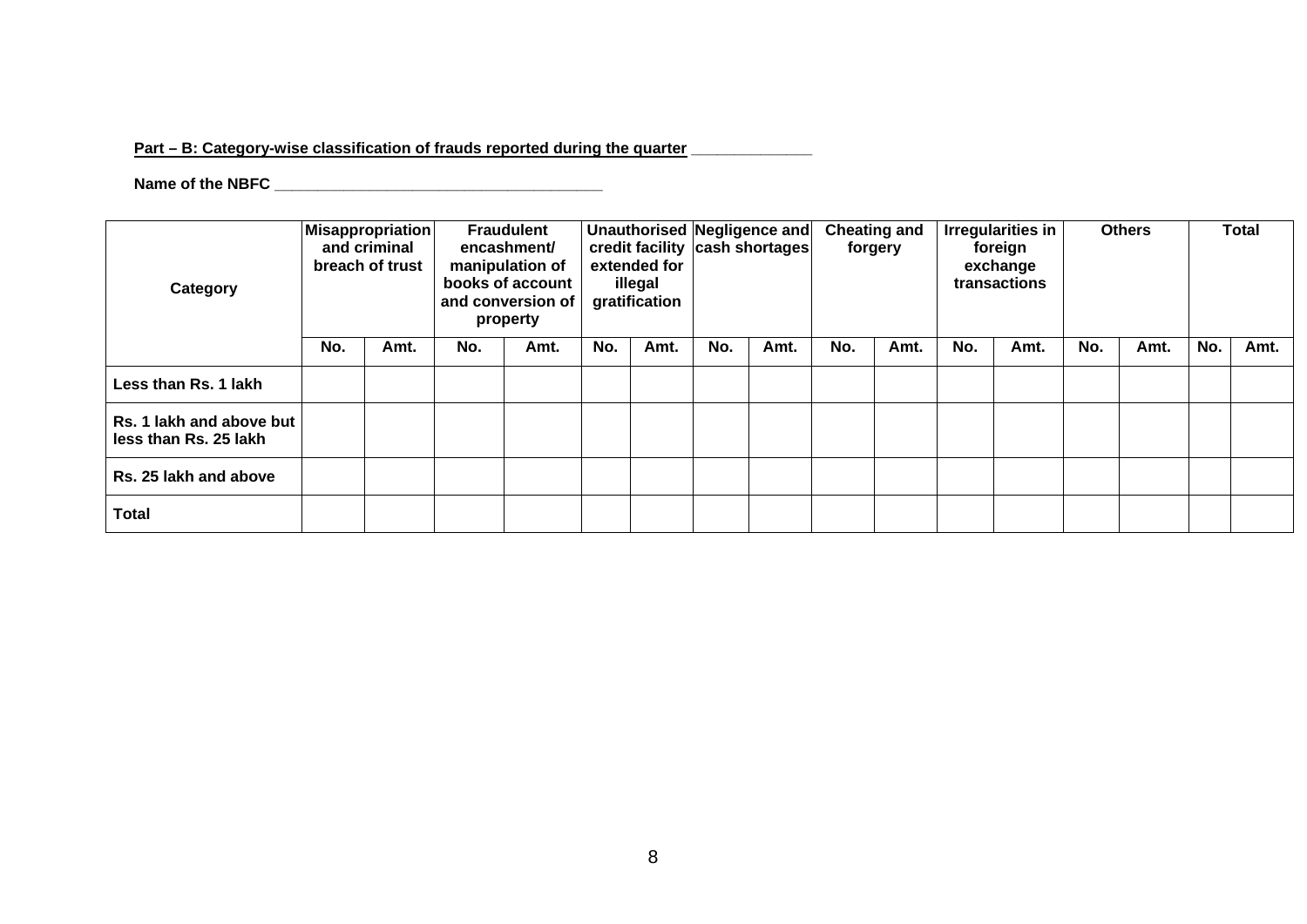**Part – B: Category-wise classification of frauds reported during the quarter _____________**

**Name of the NBFC ____________________________________**

| Category | Misappropriation and criminal breach of trust | | Fraudulent encashment/ manipulation of books of account and conversion of property | | Unauthorised credit facility extended for illegal gratification | | Negligence and cash shortages | | Cheating and forgery | | Irregularities in foreign exchange transactions | | Others | | Total | |
|---|---|---|---|---|---|---|---|---|---|---|---|---|---|---|---|---|
| | No. | Amt. | No. | Amt. | No. | Amt. | No. | Amt. | No. | Amt. | No. | Amt. | No. | Amt. | No. | Amt. |
| **Less than Rs. 1 lakh** | | | | | | | | | | | | | | | | |
| **Rs. 1 lakh and above but less than Rs. 25 lakh** | | | | | | | | | | | | | | | | |
| **Rs. 25 lakh and above** | | | | | | | | | | | | | | | | |
| **Total** | | | | | | | | | | | | | | | | |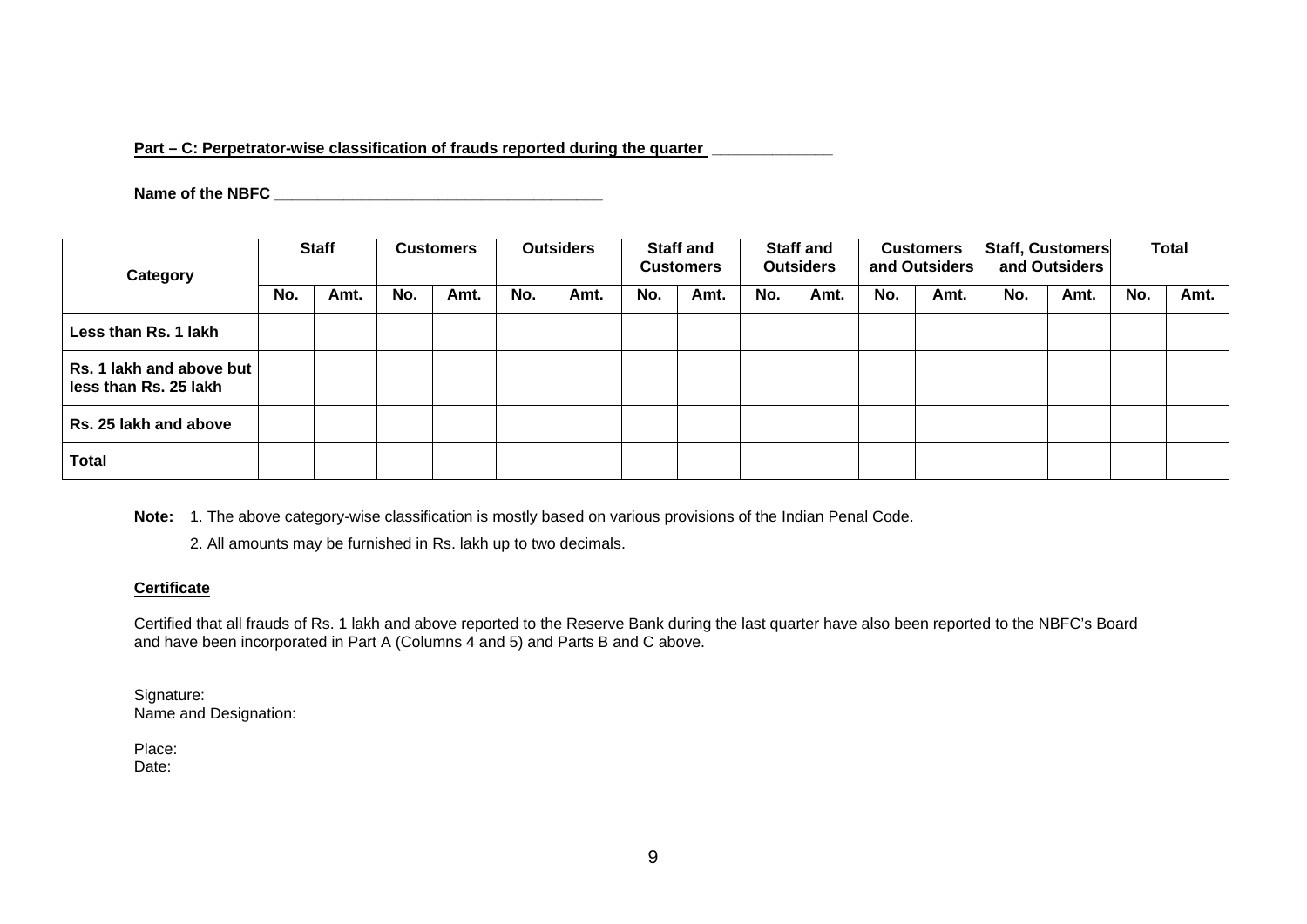**Part – C: Perpetrator-wise classification of frauds reported during the quarter ______________**

**Name of the NBFC _______________________________________**

| Category | Staff | | Customers | | Outsiders | | Staff and Customers | | Staff and Outsiders | | Customers and Outsiders | | Staff, Customers and Outsiders | | Total | |
|---|---|---|---|---|---|---|---|---|---|---|---|---|---|---|---|---|
| | No. | Amt. | No. | Amt. | No. | Amt. | No. | Amt. | No. | Amt. | No. | Amt. | No. | Amt. | No. | Amt. |
| Less than Rs. 1 lakh | | | | | | | | | | | | | | | | |
| Rs. 1 lakh and above but less than Rs. 25 lakh | | | | | | | | | | | | | | | | |
| Rs. 25 lakh and above | | | | | | | | | | | | | | | | |
| Total | | | | | | | | | | | | | | | | |

**Note:** 1. The above category-wise classification is mostly based on various provisions of the Indian Penal Code.

2. All amounts may be furnished in Rs. lakh up to two decimals.

**Certificate**

Certified that all frauds of Rs. 1 lakh and above reported to the Reserve Bank during the last quarter have also been reported to the NBFC's Board and have been incorporated in Part A (Columns 4 and 5) and Parts B and C above.

Signature:
Name and Designation:

Place:
Date: